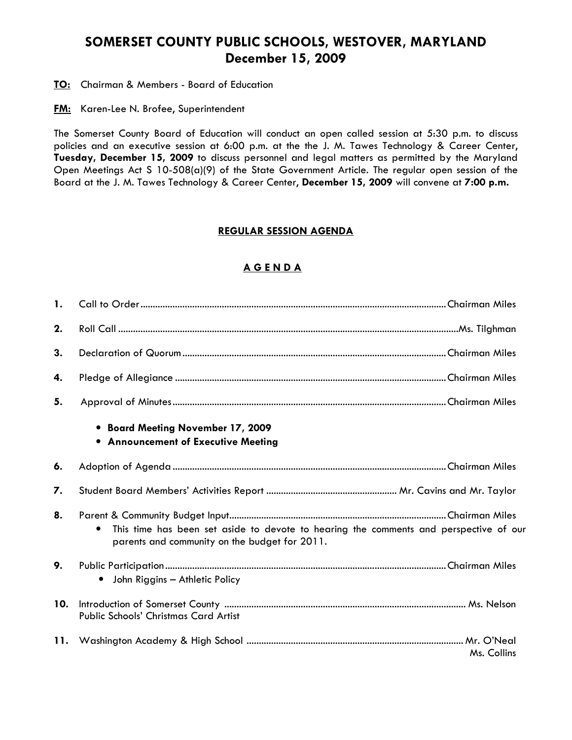# SOMERSET COUNTY PUBLIC SCHOOLS, WESTOVER, MARYLAND
## December 15, 2009

**TO:** Chairman & Members - Board of Education

**FM:** Karen-Lee N. Brofee, Superintendent

The Somerset County Board of Education will conduct an open called session at 5:30 p.m. to discuss policies and an executive session at 6:00 p.m. at the the J. M. Tawes Technology & Career Center, **Tuesday, December 15, 2009** to discuss personnel and legal matters as permitted by the Maryland Open Meetings Act S 10-508(a)(9) of the State Government Article. The regular open session of the Board at the J. M. Tawes Technology & Career Center**, December 15, 2009** will convene at **7:00 p.m.**

### REGULAR SESSION AGENDA

### A G E N D A

1. Call to Order .......... Chairman Miles
2. Roll Call .......... Ms. Tilghman
3. Declaration of Quorum .......... Chairman Miles
4. Pledge of Allegiance .......... Chairman Miles
5. Approval of Minutes .......... Chairman Miles
   - **Board Meeting November 17, 2009**
   - **Announcement of Executive Meeting**
6. Adoption of Agenda .......... Chairman Miles
7. Student Board Members' Activities Report .......... Mr. Cavins and Mr. Taylor
8. Parent & Community Budget Input .......... Chairman Miles
   - This time has been set aside to devote to hearing the comments and perspective of our parents and community on the budget for 2011.
9. Public Participation .......... Chairman Miles
   - John Riggins – Athletic Policy
10. Introduction of Somerset County Public Schools' Christmas Card Artist .......... Ms. Nelson
11. Washington Academy & High School .......... Mr. O'Neal, Ms. Collins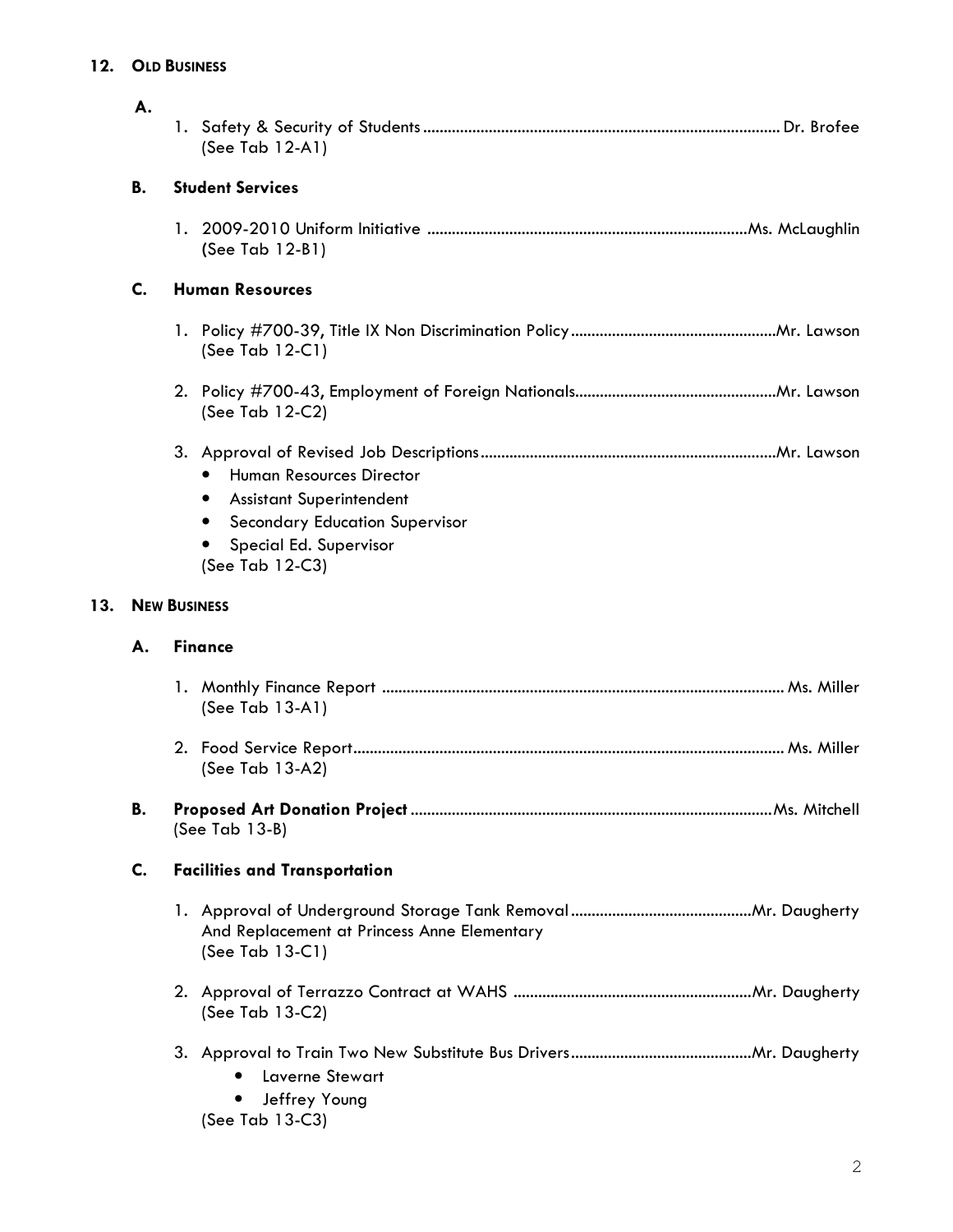## 12. OLD BUSINESS

**A.**

1. Safety & Security of Students ........................................................................................ Dr. Brofee
   (See Tab 12-A1)

**B. Student Services**

1. 2009-2010 Uniform Initiative .............................................................................Ms. McLaughlin
   (See Tab 12-B1)

**C. Human Resources**

1. Policy #700-39, Title IX Non Discrimination Policy ..................................................Mr. Lawson
   (See Tab 12-C1)

2. Policy #700-43, Employment of Foreign Nationals.................................................Mr. Lawson
   (See Tab 12-C2)

3. Approval of Revised Job Descriptions ........................................................................Mr. Lawson
   - Human Resources Director
   - Assistant Superintendent
   - Secondary Education Supervisor
   - Special Ed. Supervisor

   (See Tab 12-C3)

## 13. NEW BUSINESS

**A. Finance**

1. Monthly Finance Report .................................................................................................. Ms. Miller
   (See Tab 13-A1)

2. Food Service Report......................................................................................................... Ms. Miller
   (See Tab 13-A2)

**B. Proposed Art Donation Project** ........................................................................................Ms. Mitchell
(See Tab 13-B)

**C. Facilities and Transportation**

1. Approval of Underground Storage Tank Removal ............................................Mr. Daugherty
   And Replacement at Princess Anne Elementary
   (See Tab 13-C1)

2. Approval of Terrazzo Contract at WAHS ..........................................................Mr. Daugherty
   (See Tab 13-C2)

3. Approval to Train Two New Substitute Bus Drivers ............................................Mr. Daugherty
   - Laverne Stewart
   - Jeffrey Young

   (See Tab 13-C3)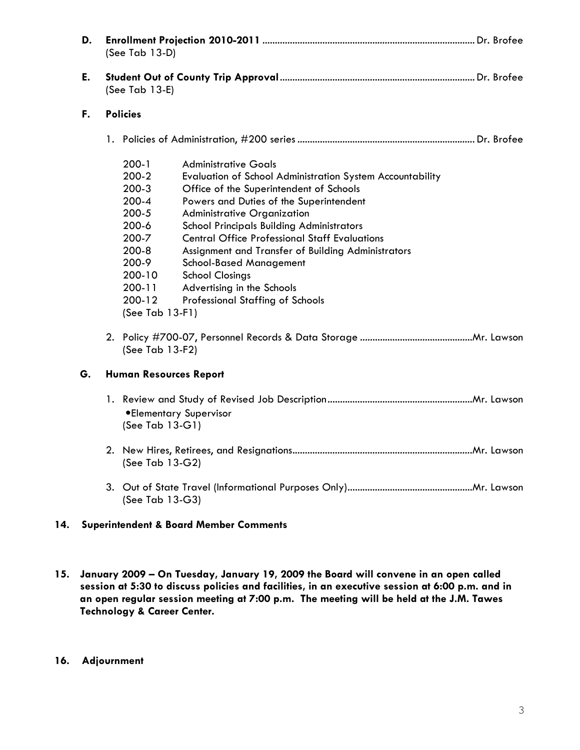**D. Enrollment Projection 2010-2011** .................................................................................... Dr. Brofee
(See Tab 13-D)

**E. Student Out of County Trip Approval** ............................................................................ Dr. Brofee
(See Tab 13-E)

**F. Policies**

1. Policies of Administration, #200 series ...................................................................... Dr. Brofee

   200-1 Administrative Goals
   200-2 Evaluation of School Administration System Accountability
   200-3 Office of the Superintendent of Schools
   200-4 Powers and Duties of the Superintendent
   200-5 Administrative Organization
   200-6 School Principals Building Administrators
   200-7 Central Office Professional Staff Evaluations
   200-8 Assignment and Transfer of Building Administrators
   200-9 School-Based Management
   200-10 School Closings
   200-11 Advertising in the Schools
   200-12 Professional Staffing of Schools
   (See Tab 13-F1)

2. Policy #700-07, Personnel Records & Data Storage ............................................Mr. Lawson
   (See Tab 13-F2)

**G. Human Resources Report**

1. Review and Study of Revised Job Description.........................................................Mr. Lawson
   - Elementary Supervisor

   (See Tab 13-G1)

2. New Hires, Retirees, and Resignations.......................................................................Mr. Lawson
   (See Tab 13-G2)

3. Out of State Travel (Informational Purposes Only).................................................Mr. Lawson
   (See Tab 13-G3)

**14. Superintendent & Board Member Comments**

**15. January 2009 – On Tuesday, January 19, 2009 the Board will convene in an open called session at 5:30 to discuss policies and facilities, in an executive session at 6:00 p.m. and in an open regular session meeting at 7:00 p.m. The meeting will be held at the J.M. Tawes Technology & Career Center.**

**16. Adjournment**